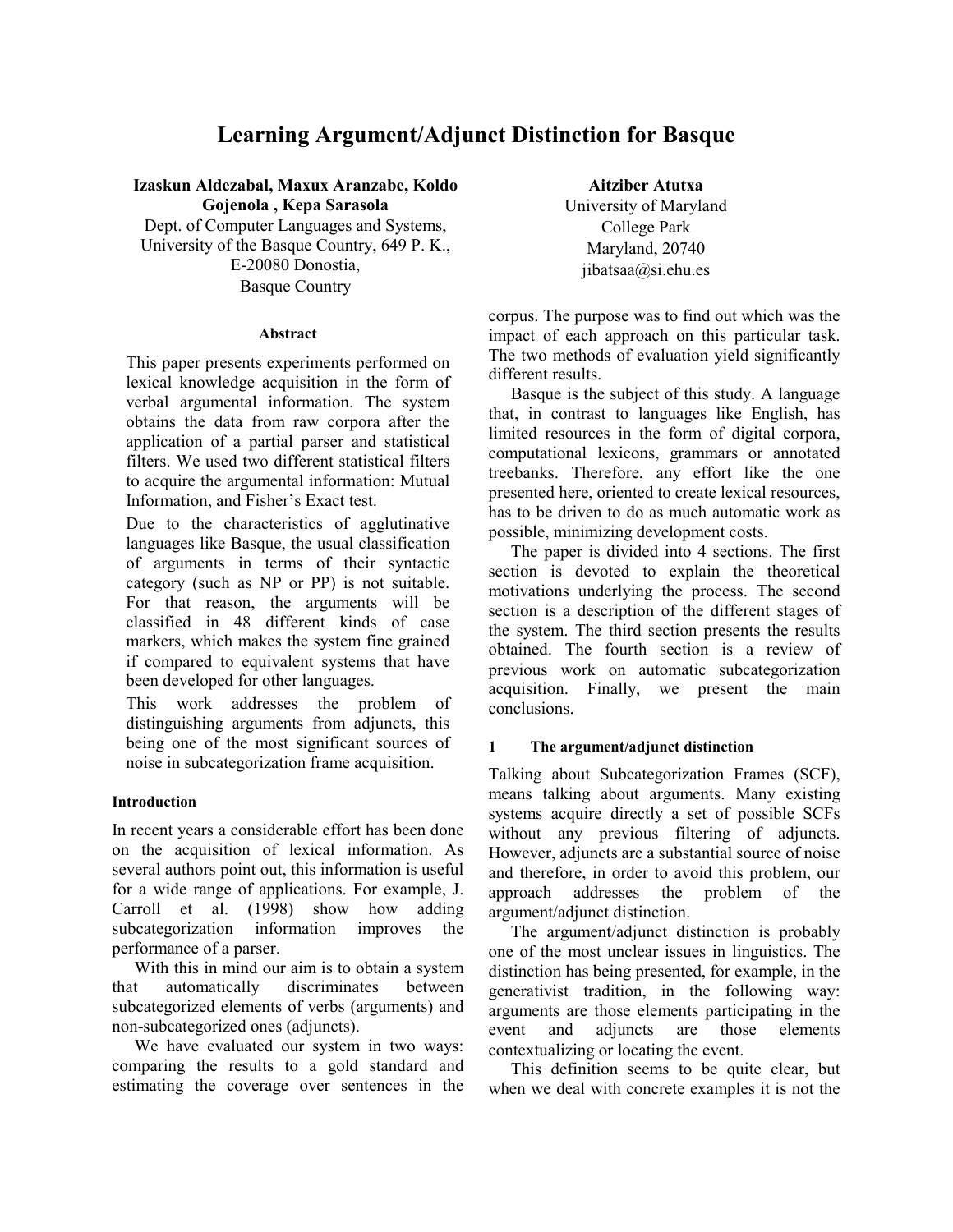# Learning Argument/Adjunct Distinction for Basque

**Izaskun Aldezabal, Maxux Aranzabe, Koldo Gojenola , Kepa Sarasola**
Dept. of Computer Languages and Systems,
University of the Basque Country, 649 P. K.,
E-20080 Donostia,
Basque Country

**Aitziber Atutxa**
University of Maryland
College Park
Maryland, 20740
jibatsaa@si.ehu.es

#### Abstract

This paper presents experiments performed on lexical knowledge acquisition in the form of verbal argumental information. The system obtains the data from raw corpora after the application of a partial parser and statistical filters. We used two different statistical filters to acquire the argumental information: Mutual Information, and Fisher's Exact test.

Due to the characteristics of agglutinative languages like Basque, the usual classification of arguments in terms of their syntactic category (such as NP or PP) is not suitable. For that reason, the arguments will be classified in 48 different kinds of case markers, which makes the system fine grained if compared to equivalent systems that have been developed for other languages.

This work addresses the problem of distinguishing arguments from adjuncts, this being one of the most significant sources of noise in subcategorization frame acquisition.

## Introduction

In recent years a considerable effort has been done on the acquisition of lexical information. As several authors point out, this information is useful for a wide range of applications. For example, J. Carroll et al. (1998) show how adding subcategorization information improves the performance of a parser.

With this in mind our aim is to obtain a system that automatically discriminates between subcategorized elements of verbs (arguments) and non-subcategorized ones (adjuncts).

We have evaluated our system in two ways: comparing the results to a gold standard and estimating the coverage over sentences in the corpus. The purpose was to find out which was the impact of each approach on this particular task. The two methods of evaluation yield significantly different results.

Basque is the subject of this study. A language that, in contrast to languages like English, has limited resources in the form of digital corpora, computational lexicons, grammars or annotated treebanks. Therefore, any effort like the one presented here, oriented to create lexical resources, has to be driven to do as much automatic work as possible, minimizing development costs.

The paper is divided into 4 sections. The first section is devoted to explain the theoretical motivations underlying the process. The second section is a description of the different stages of the system. The third section presents the results obtained. The fourth section is a review of previous work on automatic subcategorization acquisition. Finally, we present the main conclusions.

## 1 The argument/adjunct distinction

Talking about Subcategorization Frames (SCF), means talking about arguments. Many existing systems acquire directly a set of possible SCFs without any previous filtering of adjuncts. However, adjuncts are a substantial source of noise and therefore, in order to avoid this problem, our approach addresses the problem of the argument/adjunct distinction.

The argument/adjunct distinction is probably one of the most unclear issues in linguistics. The distinction has being presented, for example, in the generativist tradition, in the following way: arguments are those elements participating in the event and adjuncts are those elements contextualizing or locating the event.

This definition seems to be quite clear, but when we deal with concrete examples it is not the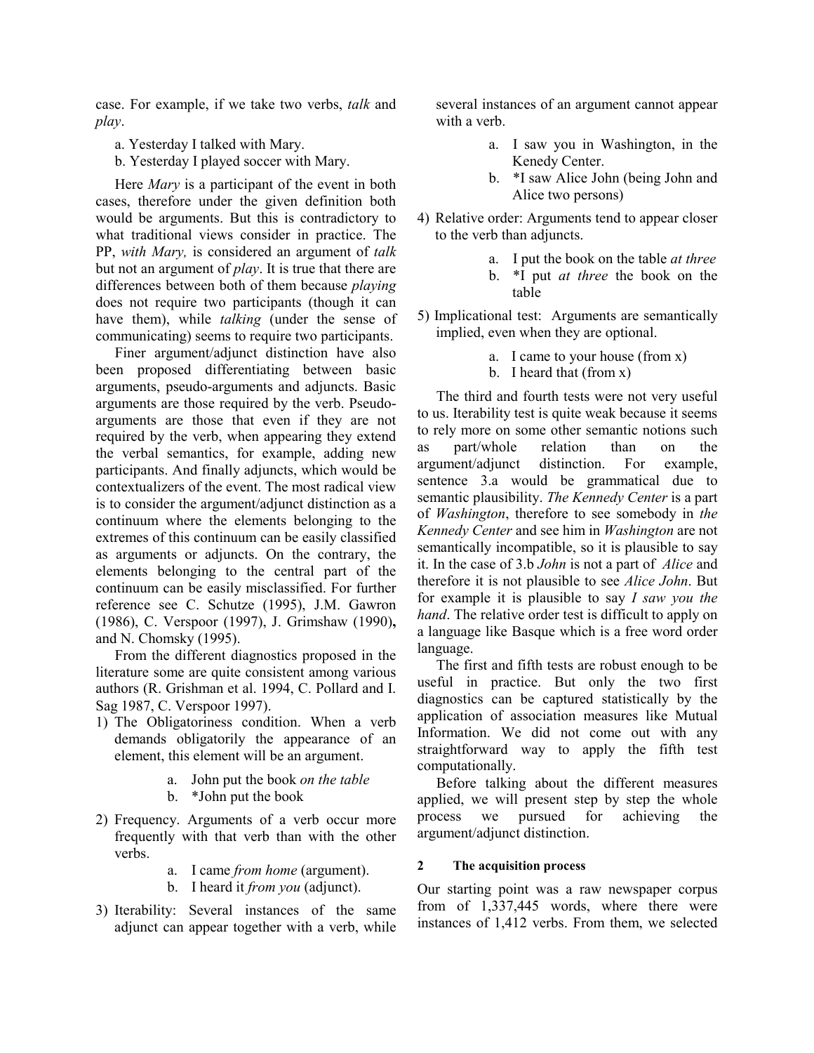case. For example, if we take two verbs, *talk* and *play*.

a. Yesterday I talked with Mary.

b. Yesterday I played soccer with Mary.

Here *Mary* is a participant of the event in both cases, therefore under the given definition both would be arguments. But this is contradictory to what traditional views consider in practice. The PP, *with Mary,* is considered an argument of *talk* but not an argument of *play*. It is true that there are differences between both of them because *playing* does not require two participants (though it can have them), while *talking* (under the sense of communicating) seems to require two participants.

Finer argument/adjunct distinction have also been proposed differentiating between basic arguments, pseudo-arguments and adjuncts. Basic arguments are those required by the verb. Pseudo-arguments are those that even if they are not required by the verb, when appearing they extend the verbal semantics, for example, adding new participants. And finally adjuncts, which would be contextualizers of the event. The most radical view is to consider the argument/adjunct distinction as a continuum where the elements belonging to the extremes of this continuum can be easily classified as arguments or adjuncts. On the contrary, the elements belonging to the central part of the continuum can be easily misclassified. For further reference see C. Schutze (1995), J.M. Gawron (1986), C. Verspoor (1997), J. Grimshaw (1990)**,** and N. Chomsky (1995).

From the different diagnostics proposed in the literature some are quite consistent among various authors (R. Grishman et al. 1994, C. Pollard and I. Sag 1987, C. Verspoor 1997).

1) The Obligatoriness condition. When a verb demands obligatorily the appearance of an element, this element will be an argument.
   a. John put the book *on the table*
   b. *John put the book
2) Frequency. Arguments of a verb occur more frequently with that verb than with the other verbs.
   a. I came *from home* (argument).
   b. I heard it *from you* (adjunct).
3) Iterability: Several instances of the same adjunct can appear together with a verb, while several instances of an argument cannot appear with a verb.
   a. I saw you in Washington, in the Kenedy Center.
   b. *I saw Alice John (being John and Alice two persons)
4) Relative order: Arguments tend to appear closer to the verb than adjuncts.
   a. I put the book on the table *at three*
   b. *I put *at three* the book on the table
5) Implicational test: Arguments are semantically implied, even when they are optional.
   a. I came to your house (from x)
   b. I heard that (from x)

The third and fourth tests were not very useful to us. Iterability test is quite weak because it seems to rely more on some other semantic notions such as part/whole relation than on the argument/adjunct distinction. For example, sentence 3.a would be grammatical due to semantic plausibility. *The Kennedy Center* is a part of *Washington*, therefore to see somebody in *the Kennedy Center* and see him in *Washington* are not semantically incompatible, so it is plausible to say it. In the case of 3.b *John* is not a part of *Alice* and therefore it is not plausible to see *Alice John*. But for example it is plausible to say *I saw you the hand*. The relative order test is difficult to apply on a language like Basque which is a free word order language.

The first and fifth tests are robust enough to be useful in practice. But only the two first diagnostics can be captured statistically by the application of association measures like Mutual Information. We did not come out with any straightforward way to apply the fifth test computationally.

Before talking about the different measures applied, we will present step by step the whole process we pursued for achieving the argument/adjunct distinction.

## 2 The acquisition process

Our starting point was a raw newspaper corpus from of 1,337,445 words, where there were instances of 1,412 verbs. From them, we selected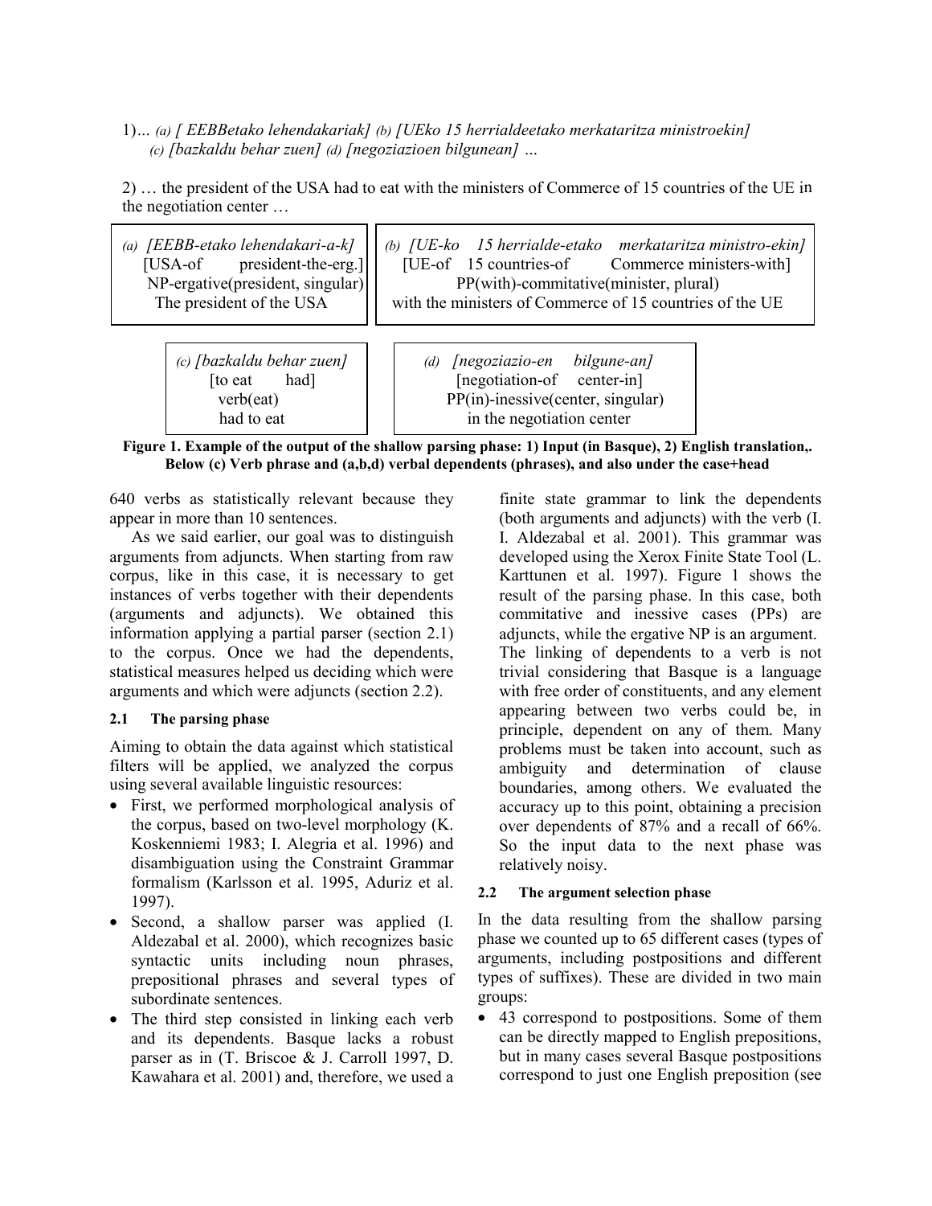1)… *(a) [ EEBBetako lehendakariak]* *(b) [UEko 15 herrialdeetako merkataritza ministroekin]* *(c) [bazkaldu behar zuen]* *(d) [negoziazioen bilgunean]* …

2) … the president of the USA had to eat with the ministers of Commerce of 15 countries of the UE in the negotiation center …

| *(a) [EEBB-etako lehendakari-a-k]* [USA-of president-the-erg.] NP-ergative(president, singular) The president of the USA | *(b) [UE-ko 15 herrialde-etako merkataritza ministro-ekin]* [UE-of 15 countries-of Commerce ministers-with] PP(with)-commitative(minister, plural) with the ministers of Commerce of 15 countries of the UE |
|---|---|
| *(c) [bazkaldu behar zuen]* [to eat had] verb(eat) had to eat | *(d) [negoziazio-en bilgune-an]* [negotiation-of center-in] PP(in)-inessive(center, singular) in the negotiation center |

**Figure 1. Example of the output of the shallow parsing phase: 1) Input (in Basque), 2) English translation,. Below (c) Verb phrase and (a,b,d) verbal dependents (phrases), and also under the case+head**

640 verbs as statistically relevant because they appear in more than 10 sentences.

As we said earlier, our goal was to distinguish arguments from adjuncts. When starting from raw corpus, like in this case, it is necessary to get instances of verbs together with their dependents (arguments and adjuncts). We obtained this information applying a partial parser (section 2.1) to the corpus. Once we had the dependents, statistical measures helped us deciding which were arguments and which were adjuncts (section 2.2).

### 2.1 The parsing phase

Aiming to obtain the data against which statistical filters will be applied, we analyzed the corpus using several available linguistic resources:

- First, we performed morphological analysis of the corpus, based on two-level morphology (K. Koskenniemi 1983; I. Alegria et al. 1996) and disambiguation using the Constraint Grammar formalism (Karlsson et al. 1995, Aduriz et al. 1997).
- Second, a shallow parser was applied (I. Aldezabal et al. 2000), which recognizes basic syntactic units including noun phrases, prepositional phrases and several types of subordinate sentences.
- The third step consisted in linking each verb and its dependents. Basque lacks a robust parser as in (T. Briscoe & J. Carroll 1997, D. Kawahara et al. 2001) and, therefore, we used a finite state grammar to link the dependents (both arguments and adjuncts) with the verb (I. I. Aldezabal et al. 2001). This grammar was developed using the Xerox Finite State Tool (L. Karttunen et al. 1997). Figure 1 shows the result of the parsing phase. In this case, both commitative and inessive cases (PPs) are adjuncts, while the ergative NP is an argument. The linking of dependents to a verb is not trivial considering that Basque is a language with free order of constituents, and any element appearing between two verbs could be, in principle, dependent on any of them. Many problems must be taken into account, such as ambiguity and determination of clause boundaries, among others. We evaluated the accuracy up to this point, obtaining a precision over dependents of 87% and a recall of 66%. So the input data to the next phase was relatively noisy.

### 2.2 The argument selection phase

In the data resulting from the shallow parsing phase we counted up to 65 different cases (types of arguments, including postpositions and different types of suffixes). These are divided in two main groups:

- 43 correspond to postpositions. Some of them can be directly mapped to English prepositions, but in many cases several Basque postpositions correspond to just one English preposition (see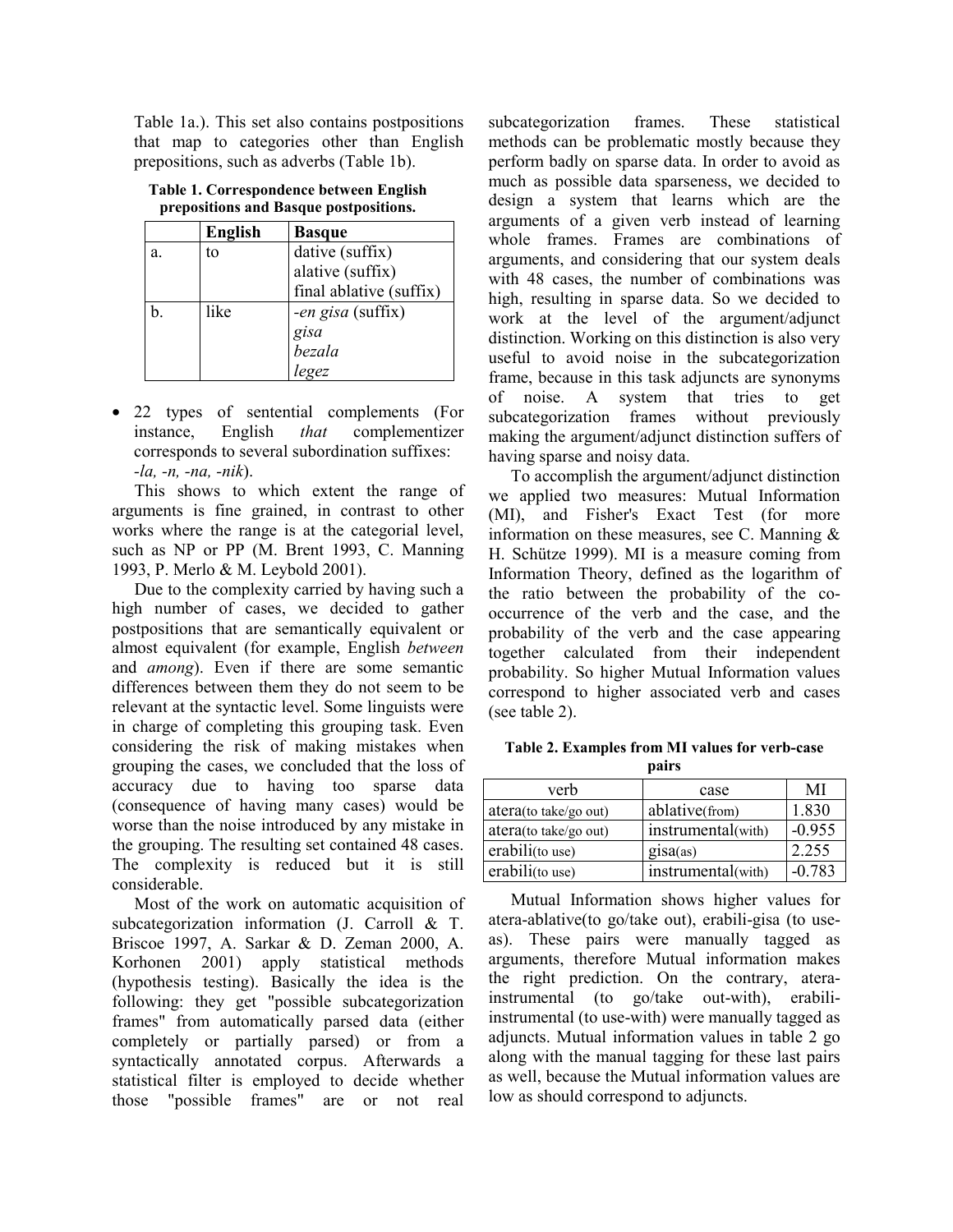Table 1a.). This set also contains postpositions that map to categories other than English prepositions, such as adverbs (Table 1b).

**Table 1. Correspondence between English prepositions and Basque postpositions.**

| | English | Basque |
|---|---|---|
| a. | to | dative (suffix)<br>alative (suffix)<br>final ablative (suffix) |
| b. | like | *-en gisa* (suffix)<br>*gisa*<br>*bezala*<br>*legez* |

- 22 types of sentential complements (For instance, English *that* complementizer corresponds to several subordination suffixes: *-la, -n, -na, -nik*).

This shows to which extent the range of arguments is fine grained, in contrast to other works where the range is at the categorial level, such as NP or PP (M. Brent 1993, C. Manning 1993, P. Merlo & M. Leybold 2001).

Due to the complexity carried by having such a high number of cases, we decided to gather postpositions that are semantically equivalent or almost equivalent (for example, English *between* and *among*). Even if there are some semantic differences between them they do not seem to be relevant at the syntactic level. Some linguists were in charge of completing this grouping task. Even considering the risk of making mistakes when grouping the cases, we concluded that the loss of accuracy due to having too sparse data (consequence of having many cases) would be worse than the noise introduced by any mistake in the grouping. The resulting set contained 48 cases. The complexity is reduced but it is still considerable.

Most of the work on automatic acquisition of subcategorization information (J. Carroll & T. Briscoe 1997, A. Sarkar & D. Zeman 2000, A. Korhonen 2001) apply statistical methods (hypothesis testing). Basically the idea is the following: they get "possible subcategorization frames" from automatically parsed data (either completely or partially parsed) or from a syntactically annotated corpus. Afterwards a statistical filter is employed to decide whether those "possible frames" are or not real subcategorization frames. These statistical methods can be problematic mostly because they perform badly on sparse data. In order to avoid as much as possible data sparseness, we decided to design a system that learns which are the arguments of a given verb instead of learning whole frames. Frames are combinations of arguments, and considering that our system deals with 48 cases, the number of combinations was high, resulting in sparse data. So we decided to work at the level of the argument/adjunct distinction. Working on this distinction is also very useful to avoid noise in the subcategorization frame, because in this task adjuncts are synonyms of noise. A system that tries to get subcategorization frames without previously making the argument/adjunct distinction suffers of having sparse and noisy data.

To accomplish the argument/adjunct distinction we applied two measures: Mutual Information (MI), and Fisher's Exact Test (for more information on these measures, see C. Manning & H. Schütze 1999). MI is a measure coming from Information Theory, defined as the logarithm of the ratio between the probability of the co-occurrence of the verb and the case, and the probability of the verb and the case appearing together calculated from their independent probability. So higher Mutual Information values correspond to higher associated verb and cases (see table 2).

**Table 2. Examples from MI values for verb-case pairs**

| verb | case | MI |
|---|---|---|
| atera(to take/go out) | ablative(from) | 1.830 |
| atera(to take/go out) | instrumental(with) | -0.955 |
| erabili(to use) | gisa(as) | 2.255 |
| erabili(to use) | instrumental(with) | -0.783 |

Mutual Information shows higher values for atera-ablative(to go/take out), erabili-gisa (to use-as). These pairs were manually tagged as arguments, therefore Mutual information makes the right prediction. On the contrary, atera-instrumental (to go/take out-with), erabili-instrumental (to use-with) were manually tagged as adjuncts. Mutual information values in table 2 go along with the manual tagging for these last pairs as well, because the Mutual information values are low as should correspond to adjuncts.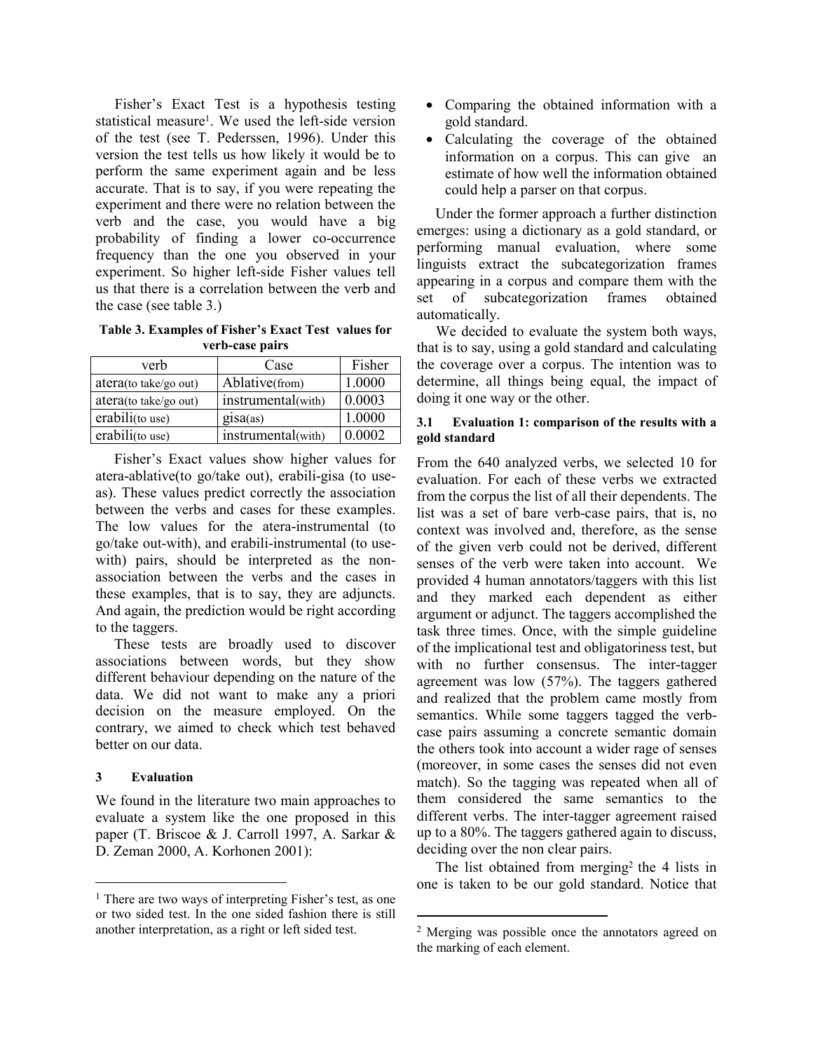Fisher's Exact Test is a hypothesis testing statistical measure[1]. We used the left-side version of the test (see T. Pederssen, 1996). Under this version the test tells us how likely it would be to perform the same experiment again and be less accurate. That is to say, if you were repeating the experiment and there were no relation between the verb and the case, you would have a big probability of finding a lower co-occurrence frequency than the one you observed in your experiment. So higher left-side Fisher values tell us that there is a correlation between the verb and the case (see table 3.)

**Table 3. Examples of Fisher's Exact Test values for verb-case pairs**

| verb | Case | Fisher |
|---|---|---|
| atera(to take/go out) | Ablative(from) | 1.0000 |
| atera(to take/go out) | instrumental(with) | 0.0003 |
| erabili(to use) | gisa(as) | 1.0000 |
| erabili(to use) | instrumental(with) | 0.0002 |

Fisher's Exact values show higher values for atera-ablative(to go/take out), erabili-gisa (to use-as). These values predict correctly the association between the verbs and cases for these examples. The low values for the atera-instrumental (to go/take out-with), and erabili-instrumental (to use-with) pairs, should be interpreted as the non-association between the verbs and the cases in these examples, that is to say, they are adjuncts. And again, the prediction would be right according to the taggers.

These tests are broadly used to discover associations between words, but they show different behaviour depending on the nature of the data. We did not want to make any a priori decision on the measure employed. On the contrary, we aimed to check which test behaved better on our data.

### 3 Evaluation

We found in the literature two main approaches to evaluate a system like the one proposed in this paper (T. Briscoe & J. Carroll 1997, A. Sarkar & D. Zeman 2000, A. Korhonen 2001):

- Comparing the obtained information with a gold standard.
- Calculating the coverage of the obtained information on a corpus. This can give an estimate of how well the information obtained could help a parser on that corpus.

Under the former approach a further distinction emerges: using a dictionary as a gold standard, or performing manual evaluation, where some linguists extract the subcategorization frames appearing in a corpus and compare them with the set of subcategorization frames obtained automatically.

We decided to evaluate the system both ways, that is to say, using a gold standard and calculating the coverage over a corpus. The intention was to determine, all things being equal, the impact of doing it one way or the other.

#### 3.1 Evaluation 1: comparison of the results with a gold standard

From the 640 analyzed verbs, we selected 10 for evaluation. For each of these verbs we extracted from the corpus the list of all their dependents. The list was a set of bare verb-case pairs, that is, no context was involved and, therefore, as the sense of the given verb could not be derived, different senses of the verb were taken into account. We provided 4 human annotators/taggers with this list and they marked each dependent as either argument or adjunct. The taggers accomplished the task three times. Once, with the simple guideline of the implicational test and obligatoriness test, but with no further consensus. The inter-tagger agreement was low (57%). The taggers gathered and realized that the problem came mostly from semantics. While some taggers tagged the verb-case pairs assuming a concrete semantic domain the others took into account a wider rage of senses (moreover, in some cases the senses did not even match). So the tagging was repeated when all of them considered the same semantics to the different verbs. The inter-tagger agreement raised up to a 80%. The taggers gathered again to discuss, deciding over the non clear pairs.

The list obtained from merging[2] the 4 lists in one is taken to be our gold standard. Notice that

[1] There are two ways of interpreting Fisher's test, as one or two sided test. In the one sided fashion there is still another interpretation, as a right or left sided test.

[2] Merging was possible once the annotators agreed on the marking of each element.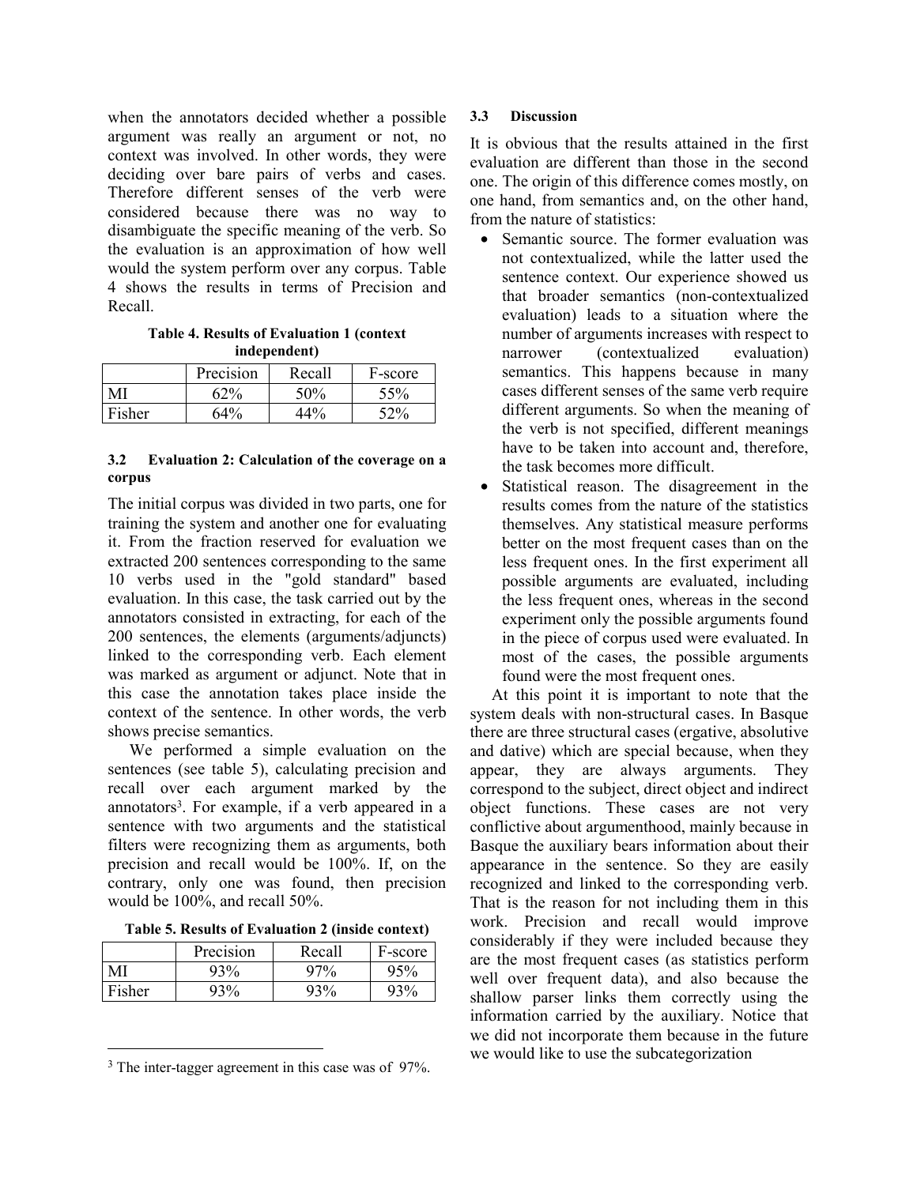when the annotators decided whether a possible argument was really an argument or not, no context was involved. In other words, they were deciding over bare pairs of verbs and cases. Therefore different senses of the verb were considered because there was no way to disambiguate the specific meaning of the verb. So the evaluation is an approximation of how well would the system perform over any corpus. Table 4 shows the results in terms of Precision and Recall.

**Table 4. Results of Evaluation 1 (context independent)**

| | Precision | Recall | F-score |
|---|---|---|---|
| MI | 62% | 50% | 55% |
| Fisher | 64% | 44% | 52% |

### 3.2 Evaluation 2: Calculation of the coverage on a corpus

The initial corpus was divided in two parts, one for training the system and another one for evaluating it. From the fraction reserved for evaluation we extracted 200 sentences corresponding to the same 10 verbs used in the "gold standard" based evaluation. In this case, the task carried out by the annotators consisted in extracting, for each of the 200 sentences, the elements (arguments/adjuncts) linked to the corresponding verb. Each element was marked as argument or adjunct. Note that in this case the annotation takes place inside the context of the sentence. In other words, the verb shows precise semantics.

We performed a simple evaluation on the sentences (see table 5), calculating precision and recall over each argument marked by the annotators[3]. For example, if a verb appeared in a sentence with two arguments and the statistical filters were recognizing them as arguments, both precision and recall would be 100%. If, on the contrary, only one was found, then precision would be 100%, and recall 50%.

**Table 5. Results of Evaluation 2 (inside context)**

| | Precision | Recall | F-score |
|---|---|---|---|
| MI | 93% | 97% | 95% |
| Fisher | 93% | 93% | 93% |

[3] The inter-tagger agreement in this case was of 97%.

### 3.3 Discussion

It is obvious that the results attained in the first evaluation are different than those in the second one. The origin of this difference comes mostly, on one hand, from semantics and, on the other hand, from the nature of statistics:

- Semantic source. The former evaluation was not contextualized, while the latter used the sentence context. Our experience showed us that broader semantics (non-contextualized evaluation) leads to a situation where the number of arguments increases with respect to narrower (contextualized evaluation) semantics. This happens because in many cases different senses of the same verb require different arguments. So when the meaning of the verb is not specified, different meanings have to be taken into account and, therefore, the task becomes more difficult.
- Statistical reason. The disagreement in the results comes from the nature of the statistics themselves. Any statistical measure performs better on the most frequent cases than on the less frequent ones. In the first experiment all possible arguments are evaluated, including the less frequent ones, whereas in the second experiment only the possible arguments found in the piece of corpus used were evaluated. In most of the cases, the possible arguments found were the most frequent ones.

At this point it is important to note that the system deals with non-structural cases. In Basque there are three structural cases (ergative, absolutive and dative) which are special because, when they appear, they are always arguments. They correspond to the subject, direct object and indirect object functions. These cases are not very conflictive about argumenthood, mainly because in Basque the auxiliary bears information about their appearance in the sentence. So they are easily recognized and linked to the corresponding verb. That is the reason for not including them in this work. Precision and recall would improve considerably if they were included because they are the most frequent cases (as statistics perform well over frequent data), and also because the shallow parser links them correctly using the information carried by the auxiliary. Notice that we did not incorporate them because in the future we would like to use the subcategorization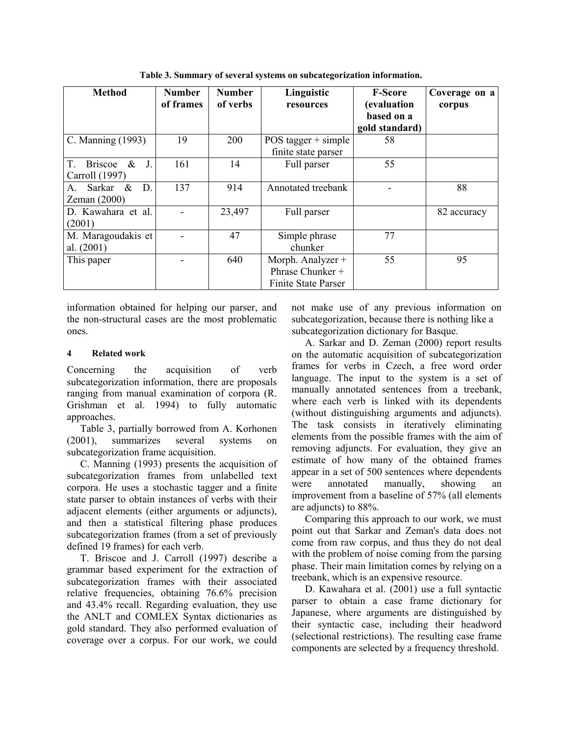**Table 3. Summary of several systems on subcategorization information.**

| Method | Number of frames | Number of verbs | Linguistic resources | F-Score (evaluation based on a gold standard) | Coverage on a corpus |
|---|---|---|---|---|---|
| C. Manning (1993) | 19 | 200 | POS tagger + simple finite state parser | 58 | |
| T. Briscoe & J. Carroll (1997) | 161 | 14 | Full parser | 55 | |
| A. Sarkar & D. Zeman (2000) | 137 | 914 | Annotated treebank | - | 88 |
| D. Kawahara et al. (2001) | - | 23,497 | Full parser | | 82 accuracy |
| M. Maragoudakis et al. (2001) | - | 47 | Simple phrase chunker | 77 | |
| This paper | - | 640 | Morph. Analyzer + Phrase Chunker + Finite State Parser | 55 | 95 |

information obtained for helping our parser, and the non-structural cases are the most problematic ones.

## 4 Related work

Concerning the acquisition of verb subcategorization information, there are proposals ranging from manual examination of corpora (R. Grishman et al. 1994) to fully automatic approaches.

Table 3, partially borrowed from A. Korhonen (2001), summarizes several systems on subcategorization frame acquisition.

C. Manning (1993) presents the acquisition of subcategorization frames from unlabelled text corpora. He uses a stochastic tagger and a finite state parser to obtain instances of verbs with their adjacent elements (either arguments or adjuncts), and then a statistical filtering phase produces subcategorization frames (from a set of previously defined 19 frames) for each verb.

T. Briscoe and J. Carroll (1997) describe a grammar based experiment for the extraction of subcategorization frames with their associated relative frequencies, obtaining 76.6% precision and 43.4% recall. Regarding evaluation, they use the ANLT and COMLEX Syntax dictionaries as gold standard. They also performed evaluation of coverage over a corpus. For our work, we could not make use of any previous information on subcategorization, because there is nothing like a subcategorization dictionary for Basque.

A. Sarkar and D. Zeman (2000) report results on the automatic acquisition of subcategorization frames for verbs in Czech, a free word order language. The input to the system is a set of manually annotated sentences from a treebank, where each verb is linked with its dependents (without distinguishing arguments and adjuncts). The task consists in iteratively eliminating elements from the possible frames with the aim of removing adjuncts. For evaluation, they give an estimate of how many of the obtained frames appear in a set of 500 sentences where dependents were annotated manually, showing an improvement from a baseline of 57% (all elements are adjuncts) to 88%.

Comparing this approach to our work, we must point out that Sarkar and Zeman's data does not come from raw corpus, and thus they do not deal with the problem of noise coming from the parsing phase. Their main limitation comes by relying on a treebank, which is an expensive resource.

D. Kawahara et al. (2001) use a full syntactic parser to obtain a case frame dictionary for Japanese, where arguments are distinguished by their syntactic case, including their headword (selectional restrictions). The resulting case frame components are selected by a frequency threshold.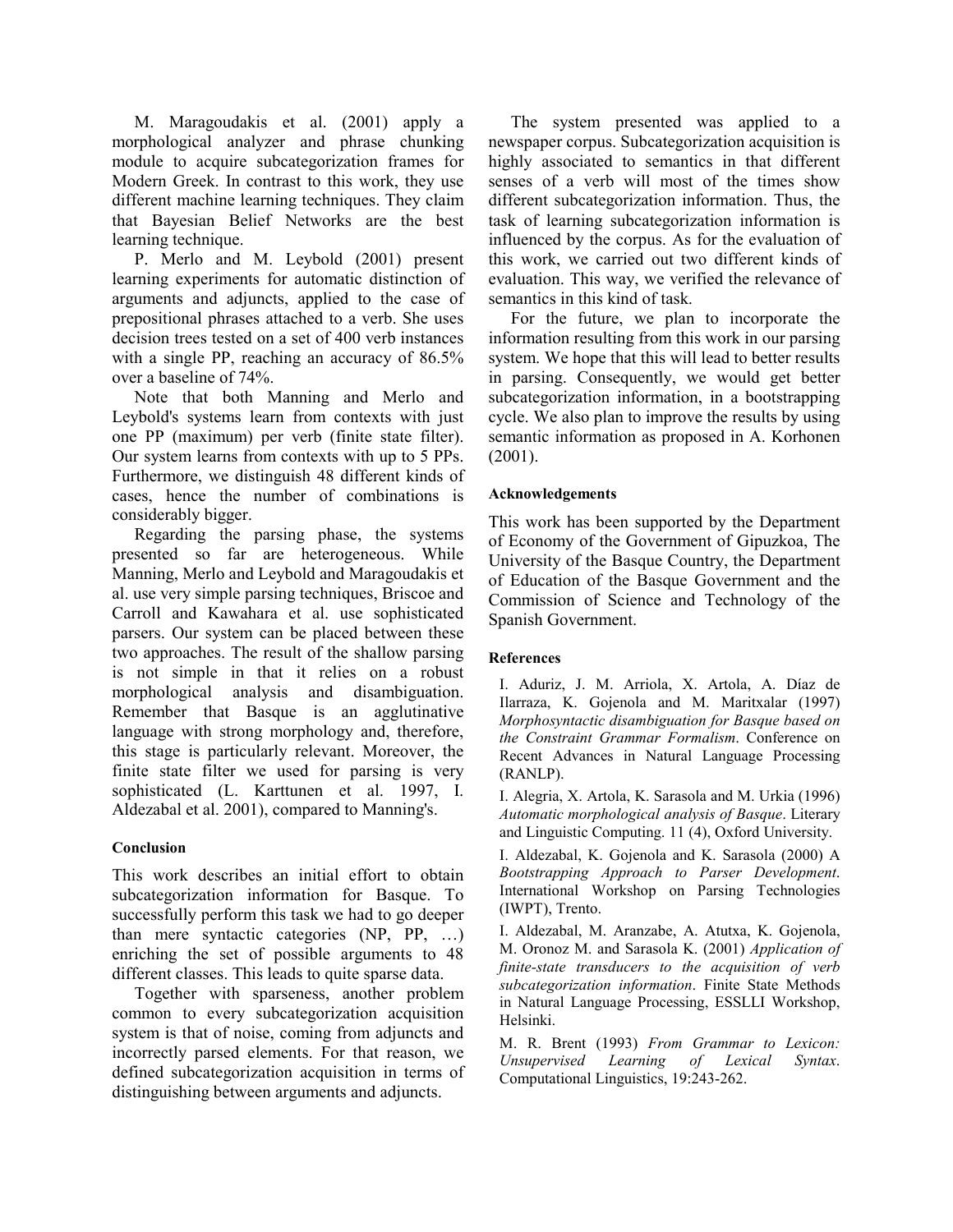M. Maragoudakis et al. (2001) apply a morphological analyzer and phrase chunking module to acquire subcategorization frames for Modern Greek. In contrast to this work, they use different machine learning techniques. They claim that Bayesian Belief Networks are the best learning technique.

P. Merlo and M. Leybold (2001) present learning experiments for automatic distinction of arguments and adjuncts, applied to the case of prepositional phrases attached to a verb. She uses decision trees tested on a set of 400 verb instances with a single PP, reaching an accuracy of 86.5% over a baseline of 74%.

Note that both Manning and Merlo and Leybold's systems learn from contexts with just one PP (maximum) per verb (finite state filter). Our system learns from contexts with up to 5 PPs. Furthermore, we distinguish 48 different kinds of cases, hence the number of combinations is considerably bigger.

Regarding the parsing phase, the systems presented so far are heterogeneous. While Manning, Merlo and Leybold and Maragoudakis et al. use very simple parsing techniques, Briscoe and Carroll and Kawahara et al. use sophisticated parsers. Our system can be placed between these two approaches. The result of the shallow parsing is not simple in that it relies on a robust morphological analysis and disambiguation. Remember that Basque is an agglutinative language with strong morphology and, therefore, this stage is particularly relevant. Moreover, the finite state filter we used for parsing is very sophisticated (L. Karttunen et al. 1997, I. Aldezabal et al. 2001), compared to Manning's.

## Conclusion

This work describes an initial effort to obtain subcategorization information for Basque. To successfully perform this task we had to go deeper than mere syntactic categories (NP, PP, …) enriching the set of possible arguments to 48 different classes. This leads to quite sparse data.

Together with sparseness, another problem common to every subcategorization acquisition system is that of noise, coming from adjuncts and incorrectly parsed elements. For that reason, we defined subcategorization acquisition in terms of distinguishing between arguments and adjuncts.

The system presented was applied to a newspaper corpus. Subcategorization acquisition is highly associated to semantics in that different senses of a verb will most of the times show different subcategorization information. Thus, the task of learning subcategorization information is influenced by the corpus. As for the evaluation of this work, we carried out two different kinds of evaluation. This way, we verified the relevance of semantics in this kind of task.

For the future, we plan to incorporate the information resulting from this work in our parsing system. We hope that this will lead to better results in parsing. Consequently, we would get better subcategorization information, in a bootstrapping cycle. We also plan to improve the results by using semantic information as proposed in A. Korhonen (2001).

## Acknowledgements

This work has been supported by the Department of Economy of the Government of Gipuzkoa, The University of the Basque Country, the Department of Education of the Basque Government and the Commission of Science and Technology of the Spanish Government.

## References

I. Aduriz, J. M. Arriola, X. Artola, A. Díaz de Ilarraza, K. Gojenola and M. Maritxalar (1997) *Morphosyntactic disambiguation for Basque based on the Constraint Grammar Formalism*. Conference on Recent Advances in Natural Language Processing (RANLP).

I. Alegria, X. Artola, K. Sarasola and M. Urkia (1996) *Automatic morphological analysis of Basque*. Literary and Linguistic Computing. 11 (4), Oxford University.

I. Aldezabal, K. Gojenola and K. Sarasola (2000) A *Bootstrapping Approach to Parser Development*. International Workshop on Parsing Technologies (IWPT), Trento.

I. Aldezabal, M. Aranzabe, A. Atutxa, K. Gojenola, M. Oronoz M. and Sarasola K. (2001) *Application of finite-state transducers to the acquisition of verb subcategorization information*. Finite State Methods in Natural Language Processing, ESSLLI Workshop, Helsinki.

M. R. Brent (1993) *From Grammar to Lexicon: Unsupervised Learning of Lexical Syntax*. Computational Linguistics, 19:243-262.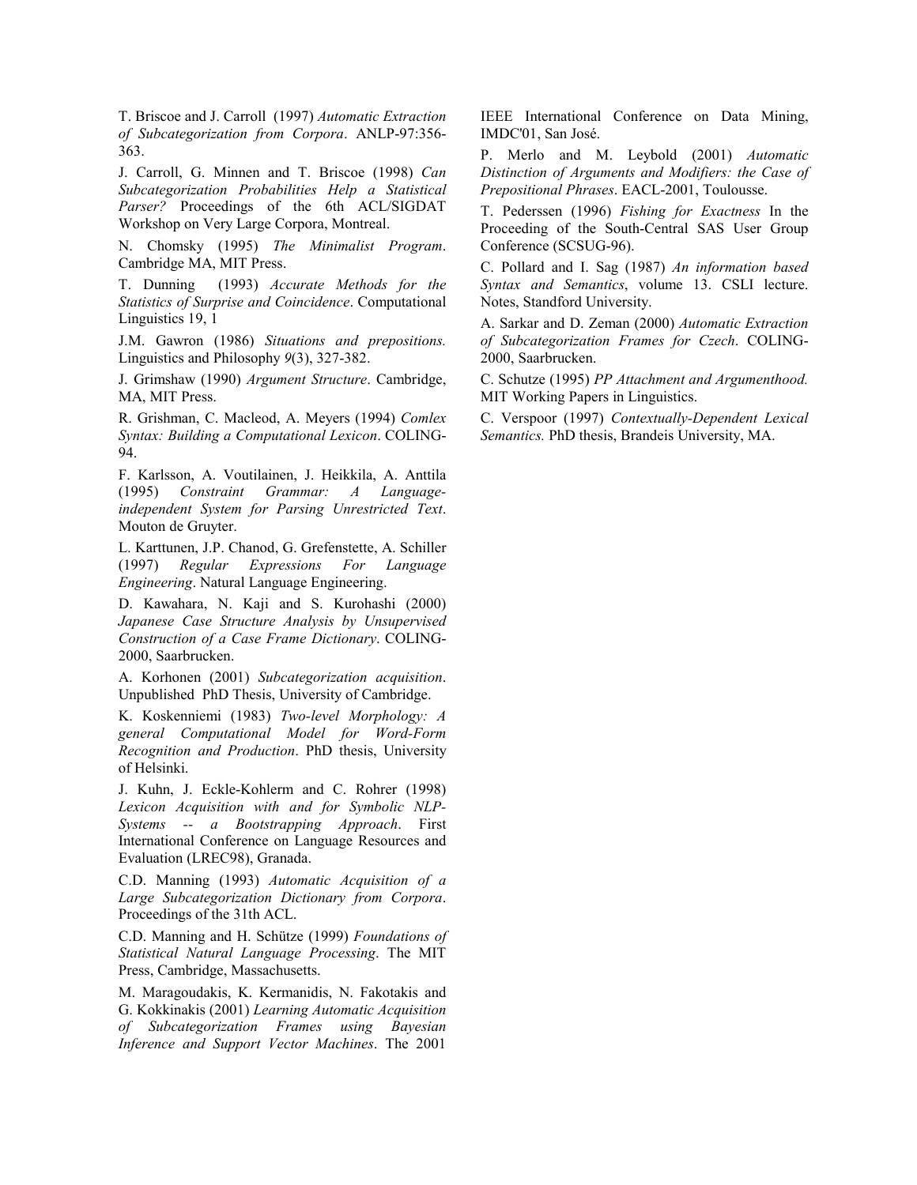T. Briscoe and J. Carroll (1997) *Automatic Extraction of Subcategorization from Corpora*. ANLP-97:356-363.

J. Carroll, G. Minnen and T. Briscoe (1998) *Can Subcategorization Probabilities Help a Statistical Parser?* Proceedings of the 6th ACL/SIGDAT Workshop on Very Large Corpora, Montreal.

N. Chomsky (1995) *The Minimalist Program*. Cambridge MA, MIT Press.

T. Dunning (1993) *Accurate Methods for the Statistics of Surprise and Coincidence*. Computational Linguistics 19, 1

J.M. Gawron (1986) *Situations and prepositions.* Linguistics and Philosophy *9*(3), 327-382.

J. Grimshaw (1990) *Argument Structure*. Cambridge, MA, MIT Press.

R. Grishman, C. Macleod, A. Meyers (1994) *Comlex Syntax: Building a Computational Lexicon*. COLING-94.

F. Karlsson, A. Voutilainen, J. Heikkila, A. Anttila (1995) *Constraint Grammar: A Language-independent System for Parsing Unrestricted Text*. Mouton de Gruyter.

L. Karttunen, J.P. Chanod, G. Grefenstette, A. Schiller (1997) *Regular Expressions For Language Engineering*. Natural Language Engineering.

D. Kawahara, N. Kaji and S. Kurohashi (2000) *Japanese Case Structure Analysis by Unsupervised Construction of a Case Frame Dictionary*. COLING-2000, Saarbrucken.

A. Korhonen (2001) *Subcategorization acquisition*. Unpublished PhD Thesis, University of Cambridge.

K. Koskenniemi (1983) *Two-level Morphology: A general Computational Model for Word-Form Recognition and Production*. PhD thesis, University of Helsinki.

J. Kuhn, J. Eckle-Kohlerm and C. Rohrer (1998) *Lexicon Acquisition with and for Symbolic NLP-Systems -- a Bootstrapping Approach*. First International Conference on Language Resources and Evaluation (LREC98), Granada.

C.D. Manning (1993) *Automatic Acquisition of a Large Subcategorization Dictionary from Corpora*. Proceedings of the 31th ACL.

C.D. Manning and H. Schütze (1999) *Foundations of Statistical Natural Language Processing*. The MIT Press, Cambridge, Massachusetts.

M. Maragoudakis, K. Kermanidis, N. Fakotakis and G. Kokkinakis (2001) *Learning Automatic Acquisition of Subcategorization Frames using Bayesian Inference and Support Vector Machines*. The 2001 IEEE International Conference on Data Mining, IMDC'01, San José.

P. Merlo and M. Leybold (2001) *Automatic Distinction of Arguments and Modifiers: the Case of Prepositional Phrases*. EACL-2001, Toulousse.

T. Pederssen (1996) *Fishing for Exactness* In the Proceeding of the South-Central SAS User Group Conference (SCSUG-96).

C. Pollard and I. Sag (1987) *An information based Syntax and Semantics*, volume 13. CSLI lecture. Notes, Standford University.

A. Sarkar and D. Zeman (2000) *Automatic Extraction of Subcategorization Frames for Czech*. COLING-2000, Saarbrucken.

C. Schutze (1995) *PP Attachment and Argumenthood.* MIT Working Papers in Linguistics.

C. Verspoor (1997) *Contextually-Dependent Lexical Semantics.* PhD thesis, Brandeis University, MA.